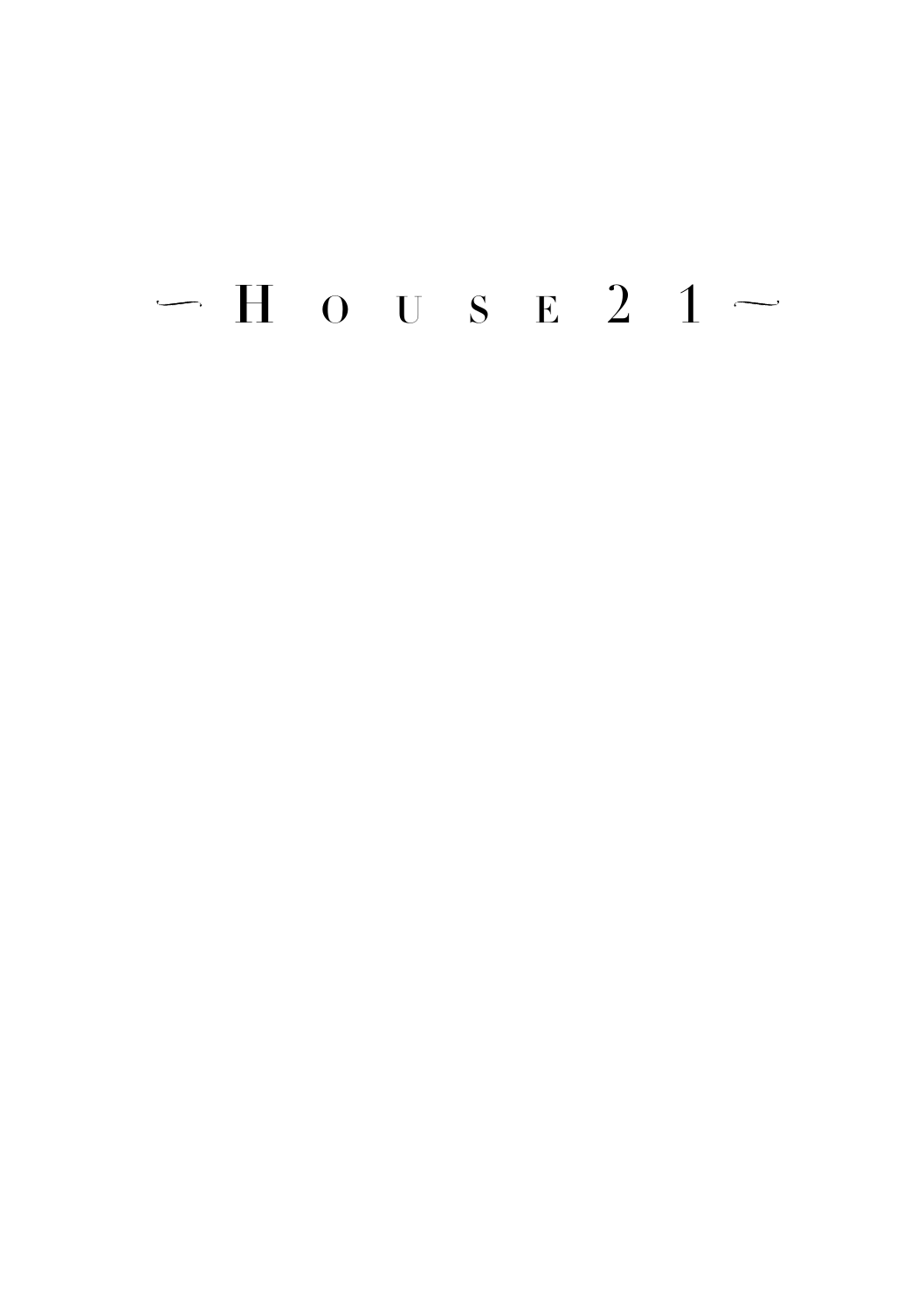# ~ House 21 ~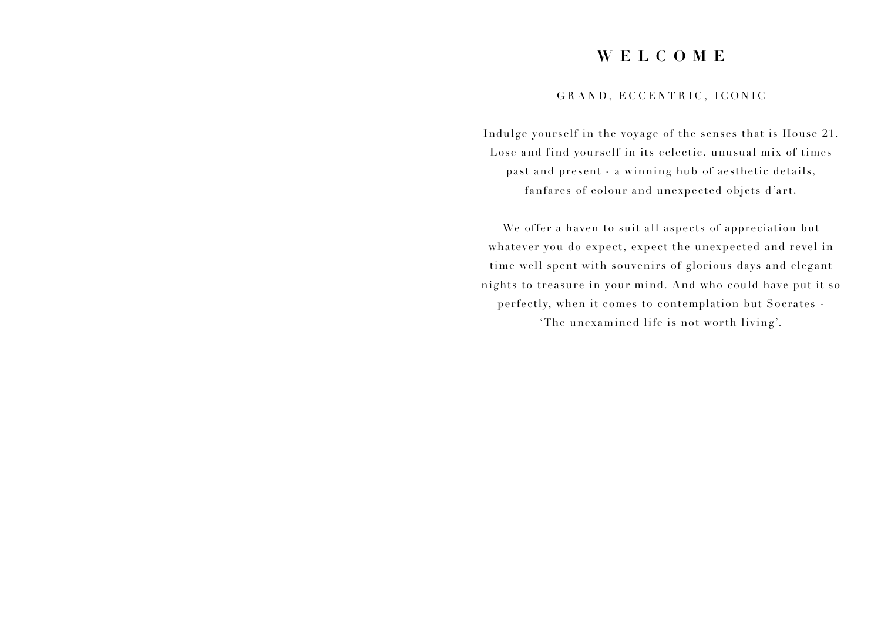# WELCOME

## GRAND, ECCENTRIC, ICONIC

Indulge yourself in the voyage of the senses that is House 21. Lose and find yourself in its eclectic, unusual mix of times past and present - a winning hub of aesthetic details, fanfares of colour and unexpected objets d'art.

We offer a haven to suit all aspects of appreciation but whatever you do expect, expect the unexpected and revel in time well spent with souvenirs of glorious days and elegant nights to treasure in your mind. And who could have put it so perfectly, when it comes to contemplation but Socrates - 'The unexamined life is not worth living'.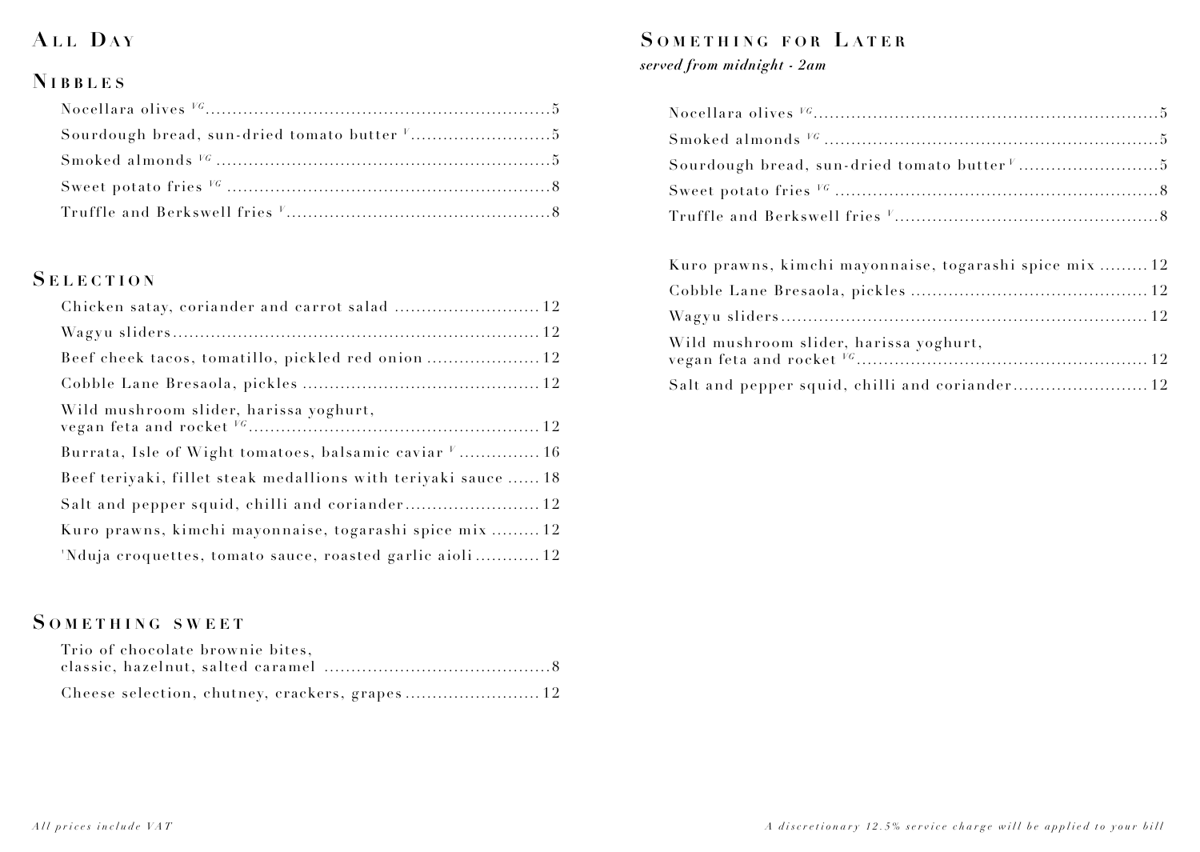# All Day

## Nibbles

- Nocellara olives VG ... 5
- Sourdough bread, sun-dried tomato butter V ... 5
- Smoked almonds VG ... 5
- Sweet potato fries VG ... 8
- Truffle and Berkswell fries V ... 8

## Selection

- Chicken satay, coriander and carrot salad ... 12
- Wagyu sliders ... 12
- Beef cheek tacos, tomatillo, pickled red onion ... 12
- Cobble Lane Bresaola, pickles ... 12
- Wild mushroom slider, harissa yoghurt, vegan feta and rocket VG ... 12
- Burrata, Isle of Wight tomatoes, balsamic caviar V ... 16
- Beef teriyaki, fillet steak medallions with teriyaki sauce ... 18
- Salt and pepper squid, chilli and coriander ... 12
- Kuro prawns, kimchi mayonnaise, togarashi spice mix ... 12
- 'Nduja croquettes, tomato sauce, roasted garlic aioli ... 12

## Something sweet

- Trio of chocolate brownie bites, classic, hazelnut, salted caramel ... 8
- Cheese selection, chutney, crackers, grapes ... 12

# Something for Later

*served from midnight - 2am*

- Nocellara olives VG ... 5
- Smoked almonds VG ... 5
- Sourdough bread, sun-dried tomato butter V ... 5
- Sweet potato fries VG ... 8
- Truffle and Berkswell fries V ... 8

- Kuro prawns, kimchi mayonnaise, togarashi spice mix ... 12
- Cobble Lane Bresaola, pickles ... 12
- Wagyu sliders ... 12
- Wild mushroom slider, harissa yoghurt, vegan feta and rocket VG ... 12
- Salt and pepper squid, chilli and coriander ... 12

*All prices include VAT*

*A discretionary 12.5% service charge will be applied to your bill*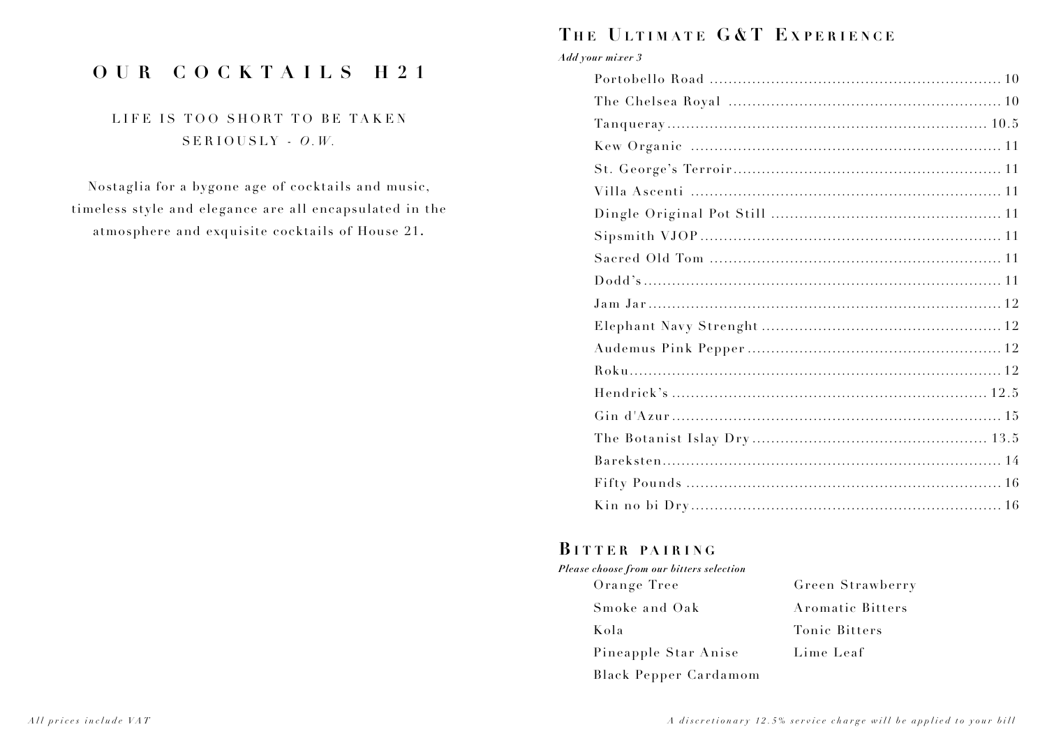# OUR COCKTAILS H21

LIFE IS TOO SHORT TO BE TAKEN SERIOUSLY - *O.W.*

Nostaglia for a bygone age of cocktails and music, timeless style and elegance are all encapsulated in the atmosphere and exquisite cocktails of House 21.

## The Ultimate G&T Experience

***Add your mixer 3***

| | |
|---|---|
| Portobello Road | 10 |
| The Chelsea Royal | 10 |
| Tanqueray | 10.5 |
| Kew Organic | 11 |
| St. George's Terroir | 11 |
| Villa Ascenti | 11 |
| Dingle Original Pot Still | 11 |
| Sipsmith VJOP | 11 |
| Sacred Old Tom | 11 |
| Dodd's | 11 |
| Jam Jar | 12 |
| Elephant Navy Strenght | 12 |
| Audemus Pink Pepper | 12 |
| Roku | 12 |
| Hendrick's | 12.5 |
| Gin d'Azur | 15 |
| The Botanist Islay Dry | 13.5 |
| Bareksten | 14 |
| Fifty Pounds | 16 |
| Kin no bi Dry | 16 |

## Bitter pairing

***Please choose from our bitters selection***

- Orange Tree
- Smoke and Oak
- Kola
- Pineapple Star Anise
- Black Pepper Cardamom
- Green Strawberry
- Aromatic Bitters
- Tonic Bitters
- Lime Leaf

*All prices include VAT*

*A discretionary 12.5% service charge will be applied to your bill*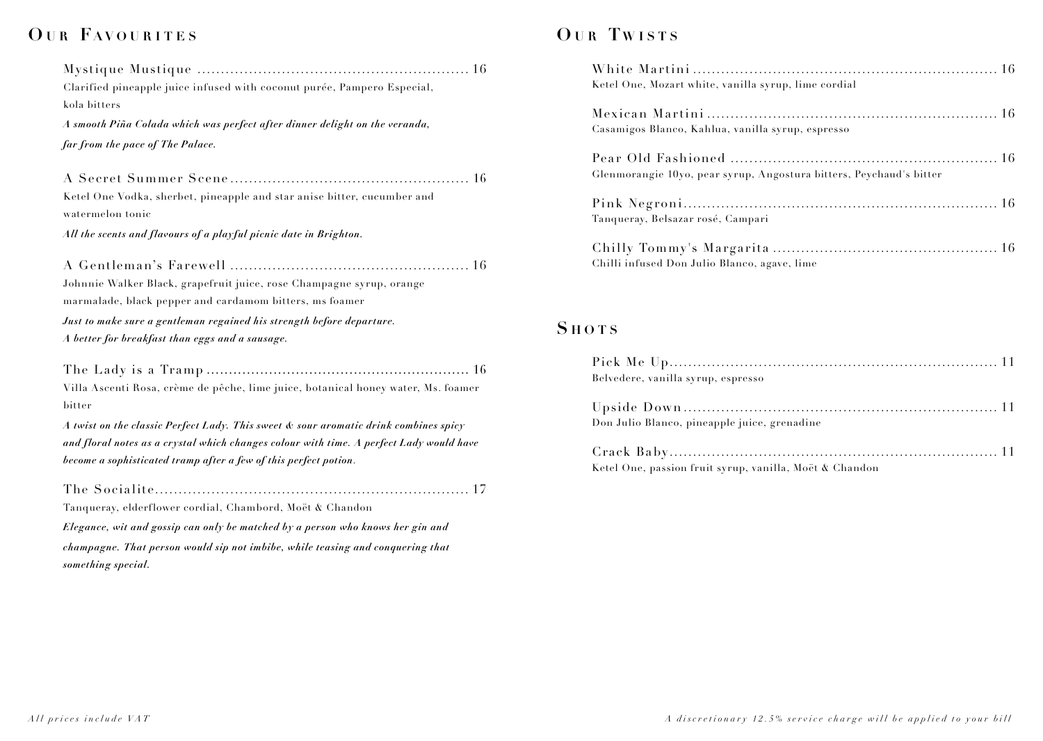## Our Favourites

Mystique Mustique ........................................................... 16

Clarified pineapple juice infused with coconut purée, Pampero Especial, kola bitters

***A smooth Piña Colada which was perfect after dinner delight on the veranda, far from the pace of The Palace.***

A Secret Summer Scene .................................................... 16

Ketel One Vodka, sherbet, pineapple and star anise bitter, cucumber and watermelon tonic

***All the scents and flavours of a playful picnic date in Brighton.***

A Gentleman's Farewell .................................................... 16

Johnnie Walker Black, grapefruit juice, rose Champagne syrup, orange marmalade, black pepper and cardamom bitters, ms foamer

***Just to make sure a gentleman regained his strength before departure. A better for breakfast than eggs and a sausage.***

The Lady is a Tramp ........................................................... 16

Villa Ascenti Rosa, crème de pêche, lime juice, botanical honey water, Ms. foamer bitter

***A twist on the classic Perfect Lady. This sweet & sour aromatic drink combines spicy and floral notes as a crystal which changes colour with time. A perfect Lady would have become a sophisticated tramp after a few of this perfect potion.***

The Socialite .................................................................... 17

Tanqueray, elderflower cordial, Chambord, Moët & Chandon

***Elegance, wit and gossip can only be matched by a person who knows her gin and champagne. That person would sip not imbibe, while teasing and conquering that something special.***

## Our Twists

White Martini .................................................................. 16

Ketel One, Mozart white, vanilla syrup, lime cordial

Mexican Martini .............................................................. 16

Casamigos Blanco, Kahlua, vanilla syrup, espresso

Pear Old Fashioned ......................................................... 16

Glenmorangie 10yo, pear syrup, Angostura bitters, Peychaud's bitter

Pink Negroni .................................................................... 16

Tanqueray, Belsazar rosé, Campari

Chilly Tommy's Margarita ................................................ 16

Chilli infused Don Julio Blanco, agave, lime

## Shots

Pick Me Up ....................................................................... 11

Belvedere, vanilla syrup, espresso

Upside Down .................................................................... 11

Don Julio Blanco, pineapple juice, grenadine

Crack Baby ....................................................................... 11

Ketel One, passion fruit syrup, vanilla, Moët & Chandon

*All prices include VAT*

*A discretionary 12.5% service charge will be applied to your bill*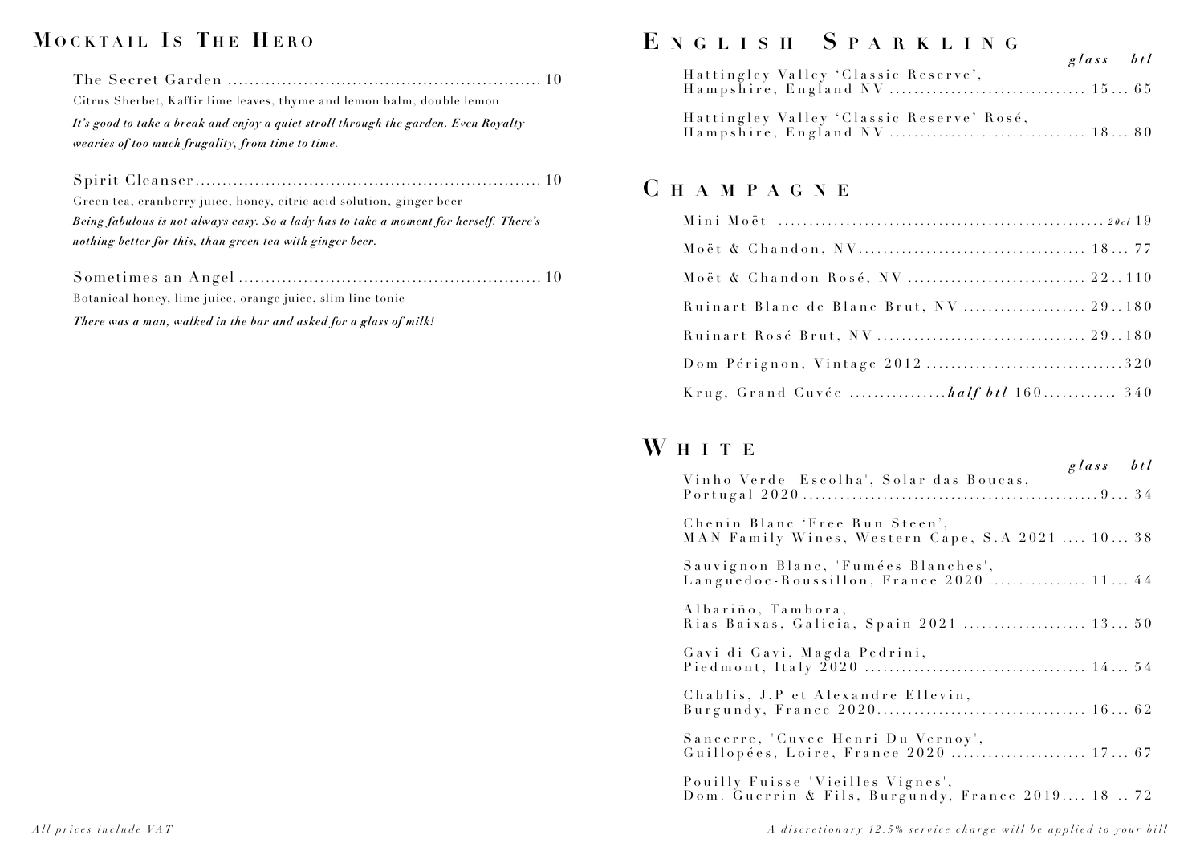## Mocktail Is The Hero

The Secret Garden .......... 10
Citrus Sherbet, Kaffir lime leaves, thyme and lemon balm, double lemon
***It's good to take a break and enjoy a quiet stroll through the garden. Even Royalty wearies of too much frugality, from time to time.***

Spirit Cleanser .......... 10
Green tea, cranberry juice, honey, citric acid solution, ginger beer
***Being fabulous is not always easy. So a lady has to take a moment for herself. There's nothing better for this, than green tea with ginger beer.***

Sometimes an Angel .......... 10
Botanical honey, lime juice, orange juice, slim line tonic
***There was a man, walked in the bar and asked for a glass of milk!***

## English Sparkling

| | glass | btl |
|---|---|---|
| Hattingley Valley 'Classic Reserve', Hampshire, England NV | 15 | 65 |
| Hattingley Valley 'Classic Reserve' Rosé, Hampshire, England NV | 18 | 80 |

## Champagne

| | | |
|---|---|---|
| Mini Moët | *20cl* 19 | |
| Moët & Chandon, NV | 18 | 77 |
| Moët & Chandon Rosé, NV | 22 | 110 |
| Ruinart Blanc de Blanc Brut, NV | 29 | 180 |
| Ruinart Rosé Brut, NV | 29 | 180 |
| Dom Pérignon, Vintage 2012 | | 320 |
| Krug, Grand Cuvée | ***half btl*** 160 | 340 |

## White

| | glass | btl |
|---|---|---|
| Vinho Verde 'Escolha', Solar das Boucas, Portugal 2020 | 9 | 34 |
| Chenin Blanc 'Free Run Steen', MAN Family Wines, Western Cape, S.A 2021 | 10 | 38 |
| Sauvignon Blanc, 'Fumées Blanches', Languedoc-Roussillon, France 2020 | 11 | 44 |
| Albariño, Tambora, Rias Baixas, Galicia, Spain 2021 | 13 | 50 |
| Gavi di Gavi, Magda Pedrini, Piedmont, Italy 2020 | 14 | 54 |
| Chablis, J.P et Alexandre Ellevin, Burgundy, France 2020 | 16 | 62 |
| Sancerre, 'Cuvee Henri Du Vernoy', Guillopées, Loire, France 2020 | 17 | 67 |
| Pouilly Fuisse 'Vieilles Vignes', Dom. Guerrin & Fils, Burgundy, France 2019 | 18 | 72 |

*All prices include VAT*

*A discretionary 12.5% service charge will be applied to your bill*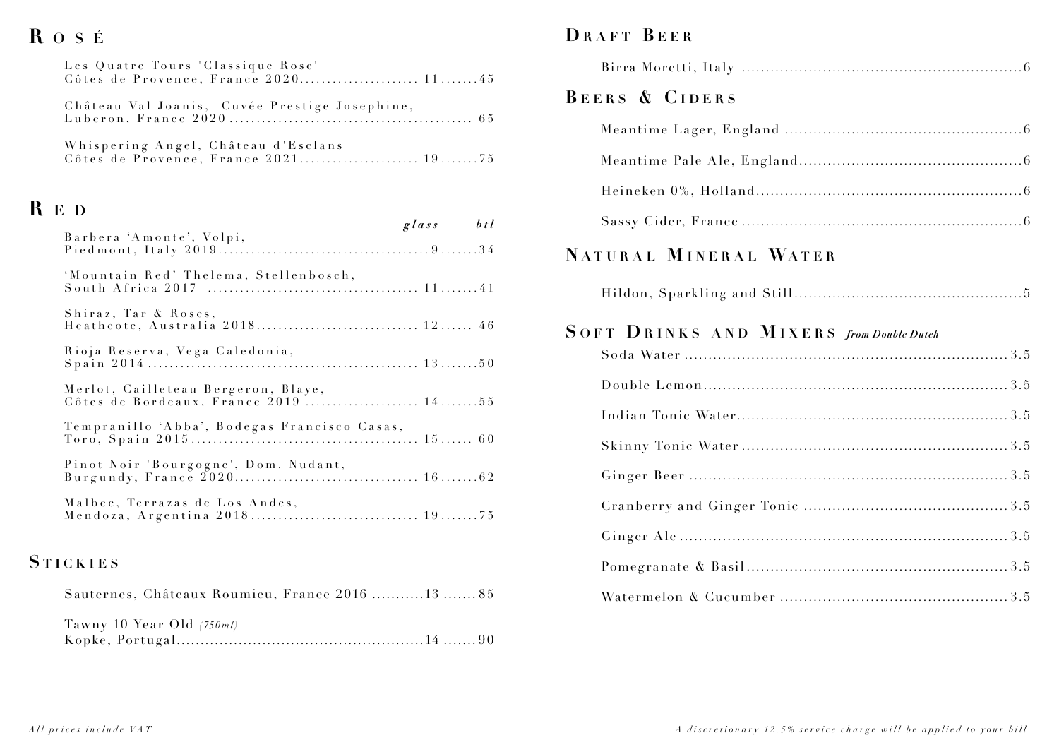## Rosé

Les Quatre Tours 'Classique Rose'
Côtes de Provence, France 2020...................... 11.......45

Château Val Joanis, Cuvée Prestige Josephine,
Luberon, France 2020............................................. 65

Whispering Angel, Château d'Esclans
Côtes de Provence, France 2021...................... 19.......75

## Red

*glass* *btl*

Barbera 'Amonte', Volpi,
Piedmont, Italy 2019.......................................9.......34

'Mountain Red' Thelema, Stellenbosch,
South Africa 2017 ...................................... 11.......41

Shiraz, Tar & Roses,
Heathcote, Australia 2018.............................. 12...... 46

Rioja Reserva, Vega Caledonia,
Spain 2014.................................................. 13.......50

Merlot, Cailleteau Bergeron, Blaye,
Côtes de Bordeaux, France 2019 .................... 14.......55

Tempranillo 'Abba', Bodegas Francisco Casas,
Toro, Spain 2015.......................................... 15...... 60

Pinot Noir 'Bourgogne', Dom. Nudant,
Burgundy, France 2020.................................. 16.......62

Malbec, Terrazas de Los Andes,
Mendoza, Argentina 2018............................... 19.......75

## Stickies

Sauternes, Châteaux Roumieu, France 2016 ...........13 .......85

Tawny 10 Year Old *(750ml)*
Kopke, Portugal....................................................14 .......90

## Draft Beer

Birra Moretti, Italy ..........................................................6

## Beers & Ciders

Meantime Lager, England .................................................6

Meantime Pale Ale, England..............................................6

Heineken 0%, Holland.......................................................6

Sassy Cider, France ..........................................................6

## Natural Mineral Water

Hildon, Sparkling and Still................................................5

## Soft Drinks and Mixers *from Double Dutch*

Soda Water ...................................................................3.5

Double Lemon................................................................3.5

Indian Tonic Water.........................................................3.5

Skinny Tonic Water........................................................3.5

Ginger Beer ..................................................................3.5

Cranberry and Ginger Tonic ..........................................3.5

Ginger Ale ....................................................................3.5

Pomegranate & Basil......................................................3.5

Watermelon & Cucumber ................................................3.5

*All prices include VAT*

*A discretionary 12.5% service charge will be applied to your bill*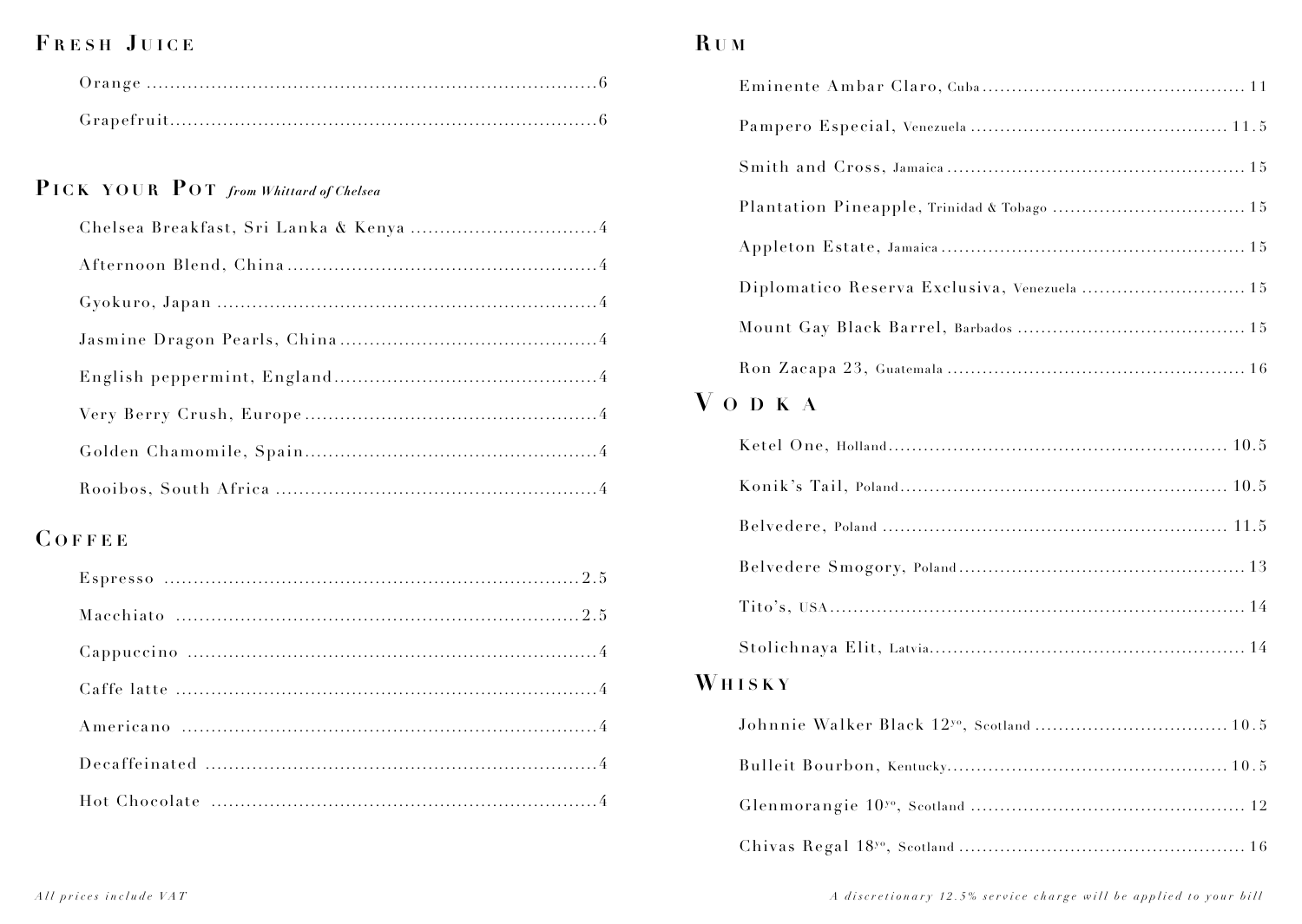## Fresh Juice

Orange ... 6

Grapefruit ... 6

## Pick your Pot *from Whittard of Chelsea*

Chelsea Breakfast, Sri Lanka & Kenya ... 4

Afternoon Blend, China ... 4

Gyokuro, Japan ... 4

Jasmine Dragon Pearls, China ... 4

English peppermint, England ... 4

Very Berry Crush, Europe ... 4

Golden Chamomile, Spain ... 4

Rooibos, South Africa ... 4

## Coffee

Espresso ... 2.5

Macchiato ... 2.5

Cappuccino ... 4

Caffe latte ... 4

Americano ... 4

Decaffeinated ... 4

Hot Chocolate ... 4

## Rum

Eminente Ambar Claro, Cuba ... 11

Pampero Especial, Venezuela ... 11.5

Smith and Cross, Jamaica ... 15

Plantation Pineapple, Trinidad & Tobago ... 15

Appleton Estate, Jamaica ... 15

Diplomatico Reserva Exclusiva, Venezuela ... 15

Mount Gay Black Barrel, Barbados ... 15

Ron Zacapa 23, Guatemala ... 16

## Vodka

Ketel One, Holland ... 10.5

Konik's Tail, Poland ... 10.5

Belvedere, Poland ... 11.5

Belvedere Smogory, Poland ... 13

Tito's, USA ... 14

Stolichnaya Elit, Latvia ... 14

## Whisky

Johnnie Walker Black 12yo, Scotland ... 10.5

Bulleit Bourbon, Kentucky ... 10.5

Glenmorangie 10yo, Scotland ... 12

Chivas Regal 18yo, Scotland ... 16

*All prices include VAT*

*A discretionary 12.5% service charge will be applied to your bill*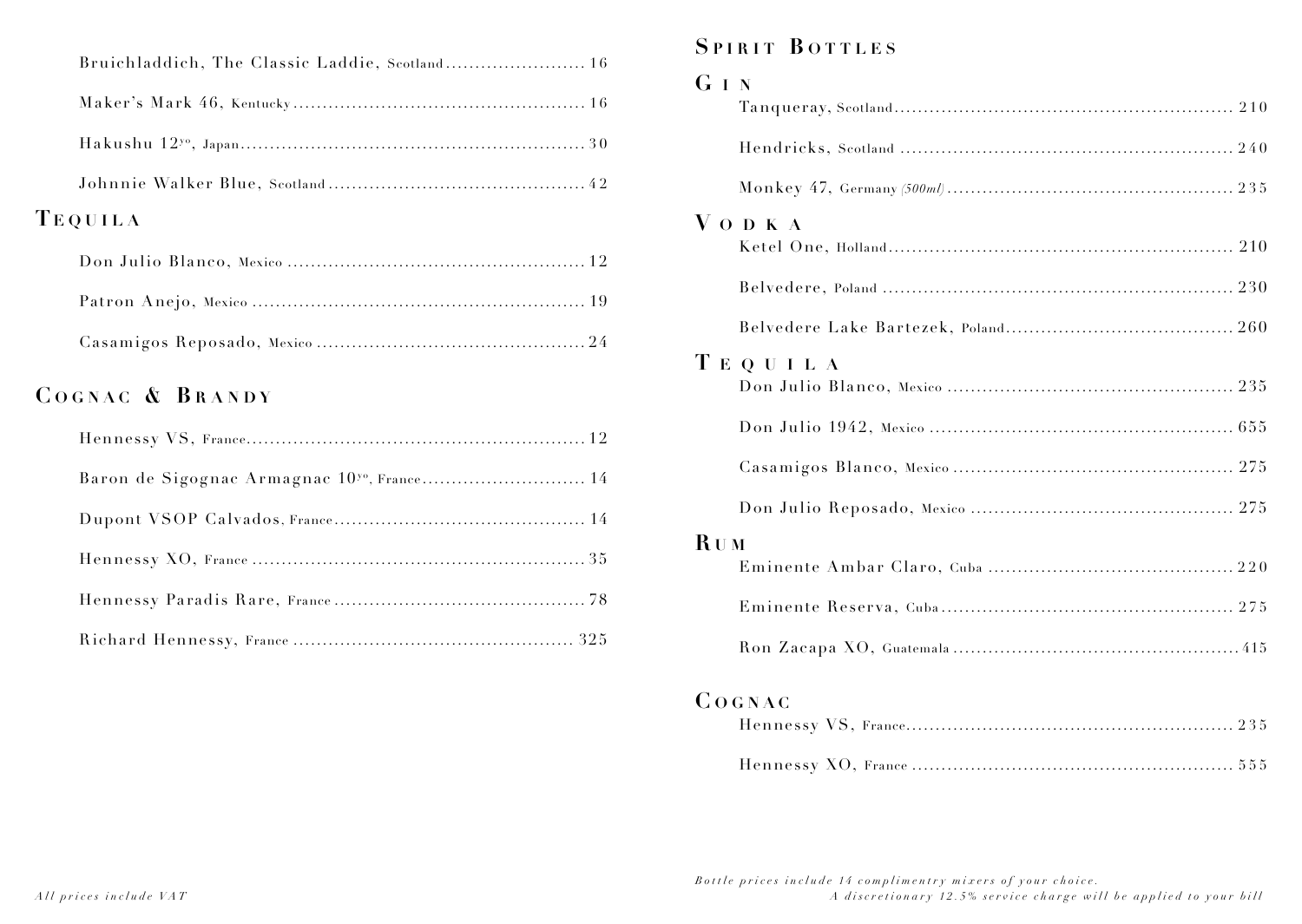Bruichladdich, The Classic Laddie, Scotland........................ 16

Maker's Mark 46, Kentucky................................................ 16

Hakushu 12yo, Japan.......................................................... 30

Johnnie Walker Blue, Scotland........................................... 42

## Tequila

Don Julio Blanco, Mexico .................................................. 12

Patron Anejo, Mexico ........................................................ 19

Casamigos Reposado, Mexico ............................................ 24

## Cognac & Brandy

Hennessy VS, France.......................................................... 12

Baron de Sigognac Armagnac 10yo, France............................ 14

Dupont VSOP Calvados, France........................................... 14

Hennessy XO, France ......................................................... 35

Hennessy Paradis Rare, France ........................................... 78

Richard Hennessy, France ................................................ 325

*All prices include VAT*

# Spirit Bottles

## Gin

Tanqueray, Scotland......................................................... 210

Hendricks, Scotland ........................................................ 240

Monkey 47, Germany *(500ml)* ............................................... 235

## Vodka

Ketel One, Holland.......................................................... 210

Belvedere, Poland .......................................................... 230

Belvedere Lake Bartezek, Poland...................................... 260

## Tequila

Don Julio Blanco, Mexico ................................................. 235

Don Julio 1942, Mexico ................................................... 655

Casamigos Blanco, Mexico ............................................... 275

Don Julio Reposado, Mexico ............................................ 275

## Rum

Eminente Ambar Claro, Cuba .......................................... 220

Eminente Reserva, Cuba.................................................. 275

Ron Zacapa XO, Guatemala ..............................................415

## Cognac

Hennessy VS, France....................................................... 235

Hennessy XO, France ...................................................... 555

*Bottle prices include 14 complimentry mixers of your choice.*
*A discretionary 12.5% service charge will be applied to your bill*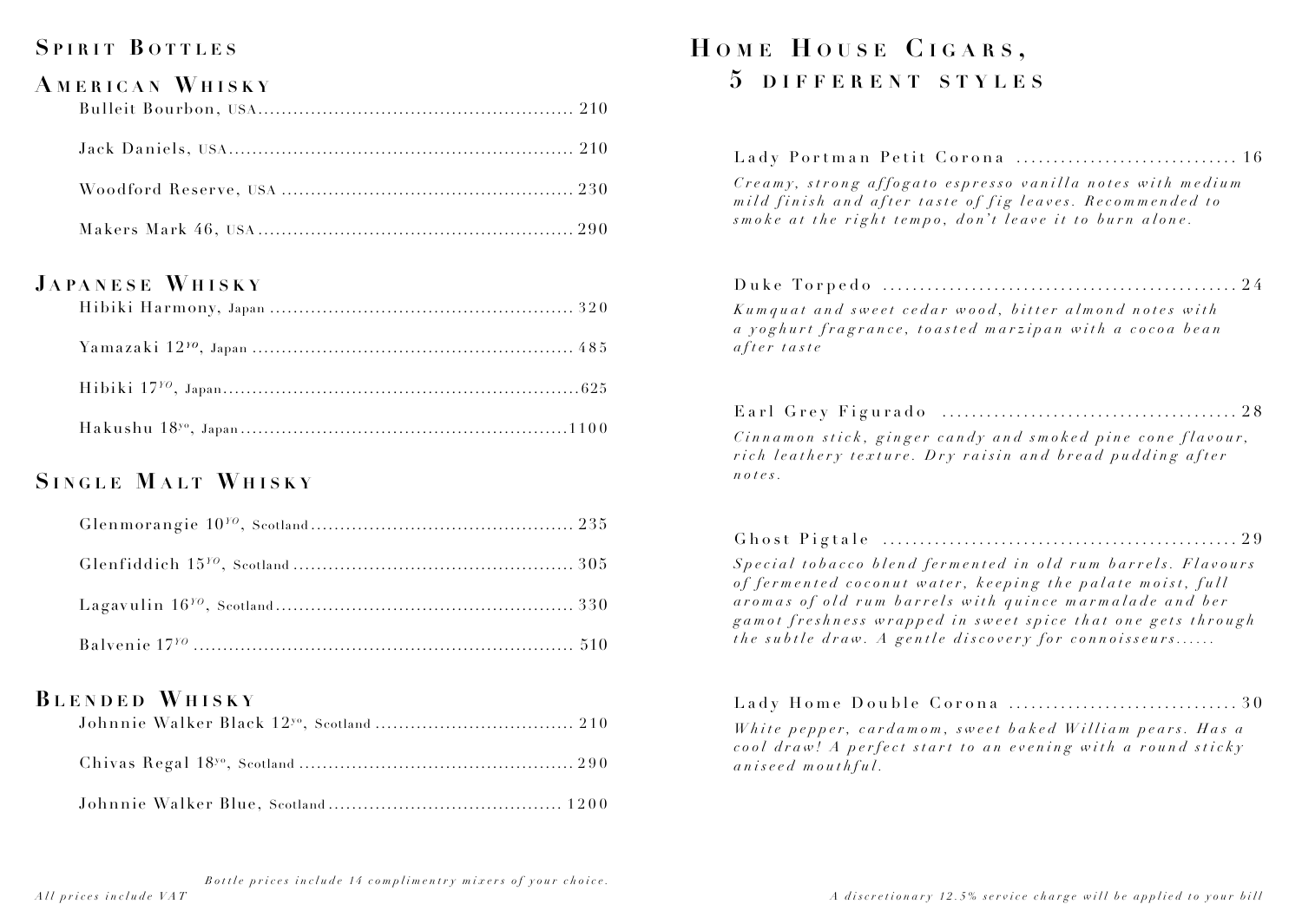# Spirit Bottles

## American Whisky

Bulleit Bourbon, USA ........ 210

Jack Daniels, USA ........ 210

Woodford Reserve, USA ........ 230

Makers Mark 46, USA ........ 290

## Japanese Whisky

Hibiki Harmony, Japan ........ 320

Yamazaki 12YO, Japan ........ 485

Hibiki 17YO, Japan ........ 625

Hakushu 18yo, Japan ........ 1100

## Single Malt Whisky

Glenmorangie 10YO, Scotland ........ 235

Glenfiddich 15YO, Scotland ........ 305

Lagavulin 16YO, Scotland ........ 330

Balvenie 17YO ........ 510

## Blended Whisky

Johnnie Walker Black 12yo, Scotland ........ 210

Chivas Regal 18yo, Scotland ........ 290

Johnnie Walker Blue, Scotland ........ 1200

*Bottle prices include 14 complimentry mixers of your choice.*

*All prices include VAT*

# Home House Cigars, 5 different styles

Lady Portman Petit Corona ........ 16

*Creamy, strong affogato espresso vanilla notes with medium mild finish and after taste of fig leaves. Recommended to smoke at the right tempo, don't leave it to burn alone.*

Duke Torpedo ........ 24

*Kumquat and sweet cedar wood, bitter almond notes with a yoghurt fragrance, toasted marzipan with a cocoa bean after taste*

Earl Grey Figurado ........ 28

*Cinnamon stick, ginger candy and smoked pine cone flavour, rich leathery texture. Dry raisin and bread pudding after notes.*

Ghost Pigtale ........ 29

*Special tobacco blend fermented in old rum barrels. Flavours of fermented coconut water, keeping the palate moist, full aromas of old rum barrels with quince marmalade and ber gamot freshness wrapped in sweet spice that one gets through the subtle draw. A gentle discovery for connoisseurs......*

Lady Home Double Corona ........ 30

*White pepper, cardamom, sweet baked William pears. Has a cool draw! A perfect start to an evening with a round sticky aniseed mouthful.*

*A discretionary 12.5% service charge will be applied to your bill*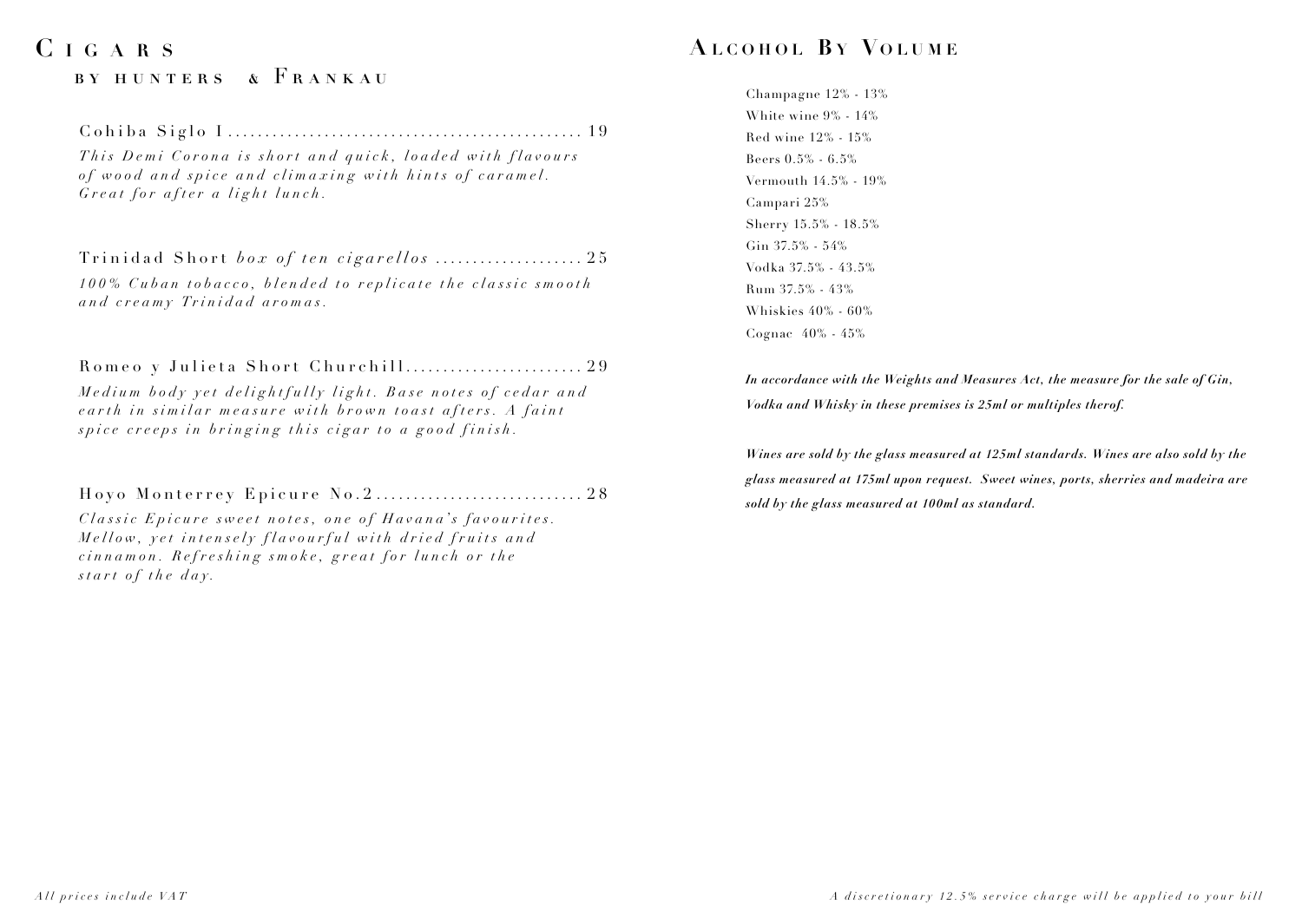# Cigars

## by Hunters & Frankau

Cohiba Siglo I ........ 19

*This Demi Corona is short and quick, loaded with flavours of wood and spice and climaxing with hints of caramel. Great for after a light lunch.*

Trinidad Short *box of ten cigarellos* ........ 25

*100% Cuban tobacco, blended to replicate the classic smooth and creamy Trinidad aromas.*

Romeo y Julieta Short Churchill........ 29

*Medium body yet delightfully light. Base notes of cedar and earth in similar measure with brown toast afters. A faint spice creeps in bringing this cigar to a good finish.*

Hoyo Monterrey Epicure No.2........ 28

*Classic Epicure sweet notes, one of Havana's favourites. Mellow, yet intensely flavourful with dried fruits and cinnamon. Refreshing smoke, great for lunch or the start of the day.*

# Alcohol By Volume

Champagne 12% - 13%
White wine 9% - 14%
Red wine 12% - 15%
Beers 0.5% - 6.5%
Vermouth 14.5% - 19%
Campari 25%
Sherry 15.5% - 18.5%
Gin 37.5% - 54%
Vodka 37.5% - 43.5%
Rum 37.5% - 43%
Whiskies 40% - 60%
Cognac 40% - 45%

***In accordance with the Weights and Measures Act, the measure for the sale of Gin, Vodka and Whisky in these premises is 25ml or multiples therof.***

***Wines are sold by the glass measured at 125ml standards. Wines are also sold by the glass measured at 175ml upon request. Sweet wines, ports, sherries and madeira are sold by the glass measured at 100ml as standard.***

*All prices include VAT*

*A discretionary 12.5% service charge will be applied to your bill*